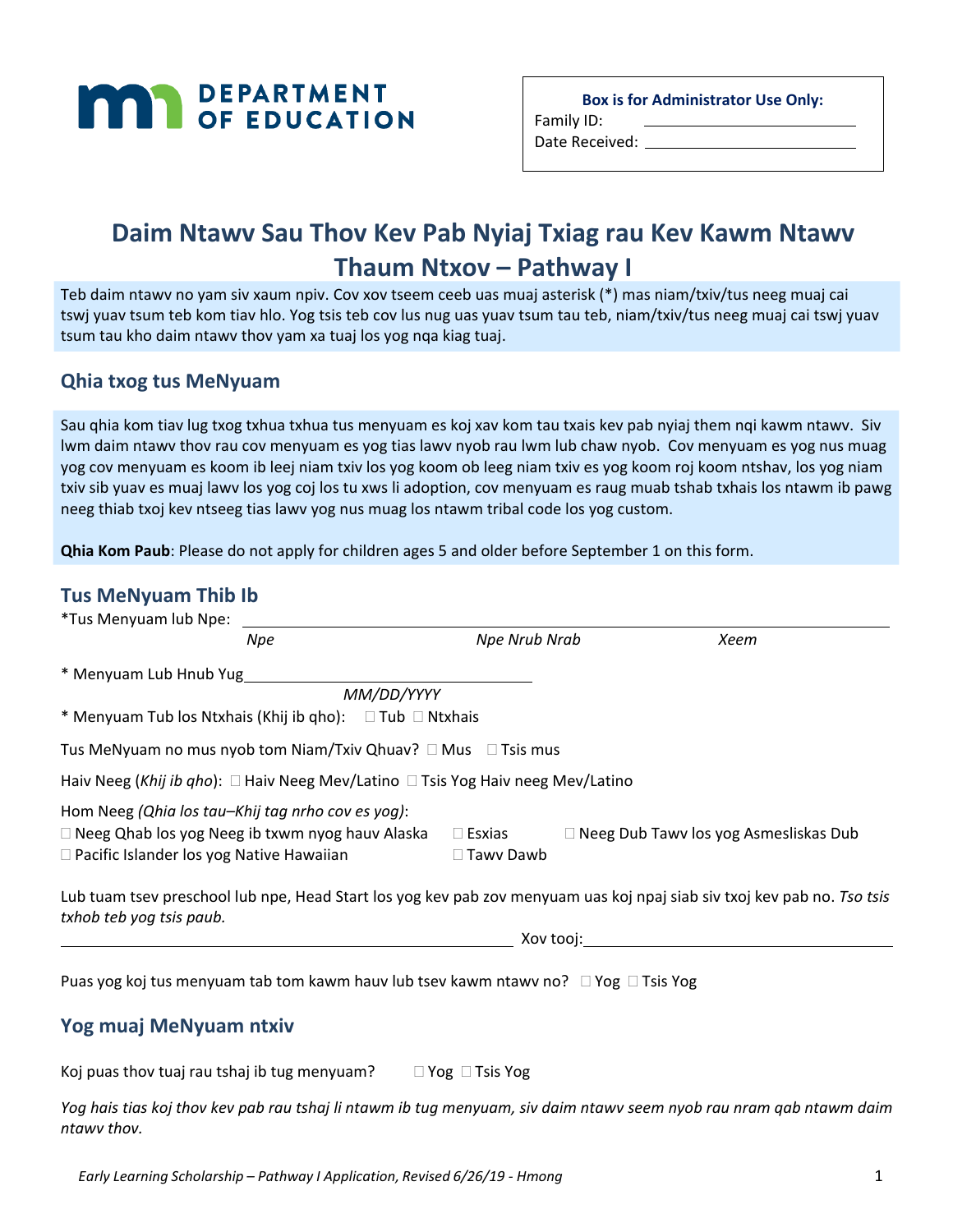**DEPARTMENT OF EDUCATION**

**Box is for Administrator Use Only:**
Family ID: ______________________
Date Received: ______________________

# Daim Ntawv Sau Thov Kev Pab Nyiaj Txiag rau Kev Kawm Ntawv Thaum Ntxov – Pathway I

Teb daim ntawv no yam siv xaum npiv. Cov xov tseem ceeb uas muaj asterisk (*) mas niam/txiv/tus neeg muaj cai tswj yuav tsum teb kom tiav hlo. Yog tsis teb cov lus nug uas yuav tsum tau teb, niam/txiv/tus neeg muaj cai tswj yuav tsum tau kho daim ntawv thov yam xa tuaj los yog nqa kiag tuaj.

## Qhia txog tus MeNyuam

Sau qhia kom tiav lug txog txhua txhua tus menyuam es koj xav kom tau txais kev pab nyiaj them nqi kawm ntawv. Siv lwm daim ntawv thov rau cov menyuam es yog tias lawv nyob rau lwm lub chaw nyob. Cov menyuam es yog nus muag yog cov menyuam es koom ib leej niam txiv los yog koom ob leeg niam txiv es yog koom roj koom ntshav, los yog niam txiv sib yuav es muaj lawv los yog coj los tu xws li adoption, cov menyuam es raug muab tshab txhais los ntawm ib pawg neeg thiab txoj kev ntseeg tias lawv yog nus muag los ntawm tribal code los yog custom.

**Qhia Kom Paub**: Please do not apply for children ages 5 and older before September 1 on this form.

## Tus MeNyuam Thib Ib

*Tus Menyuam lub Npe: ______________________________________________
*Npe* | *Npe Nrub Nrab* | *Xeem*

* Menyuam Lub Hnub Yug______________________
*MM/DD/YYYY*

* Menyuam Tub los Ntxhais (Khij ib qho): ☐ Tub ☐ Ntxhais

Tus MeNyuam no mus nyob tom Niam/Txiv Qhuav? ☐ Mus ☐ Tsis mus

Haiv Neeg (*Khij ib qho*): ☐ Haiv Neeg Mev/Latino ☐ Tsis Yog Haiv neeg Mev/Latino

Hom Neeg *(Qhia los tau–Khij tag nrho cov es yog)*:
☐ Neeg Qhab los yog Neeg ib txwm nyog hauv Alaska ☐ Esxias ☐ Neeg Dub Tawv los yog Asmesliskas Dub
☐ Pacific Islander los yog Native Hawaiian ☐ Tawv Dawb

Lub tuam tsev preschool lub npe, Head Start los yog kev pab zov menyuam uas koj npaj siab siv txoj kev pab no. *Tso tsis txhob teb yog tsis paub.*

______________________________________________ Xov tooj:______________________

Puas yog koj tus menyuam tab tom kawm hauv lub tsev kawm ntawv no? ☐ Yog ☐ Tsis Yog

## Yog muaj MeNyuam ntxiv

Koj puas thov tuaj rau tshaj ib tug menyuam? ☐ Yog ☐ Tsis Yog

*Yog hais tias koj thov kev pab rau tshaj li ntawm ib tug menyuam, siv daim ntawv seem nyob rau nram qab ntawm daim ntawv thov.*

*Early Learning Scholarship – Pathway I Application, Revised 6/26/19 - Hmong*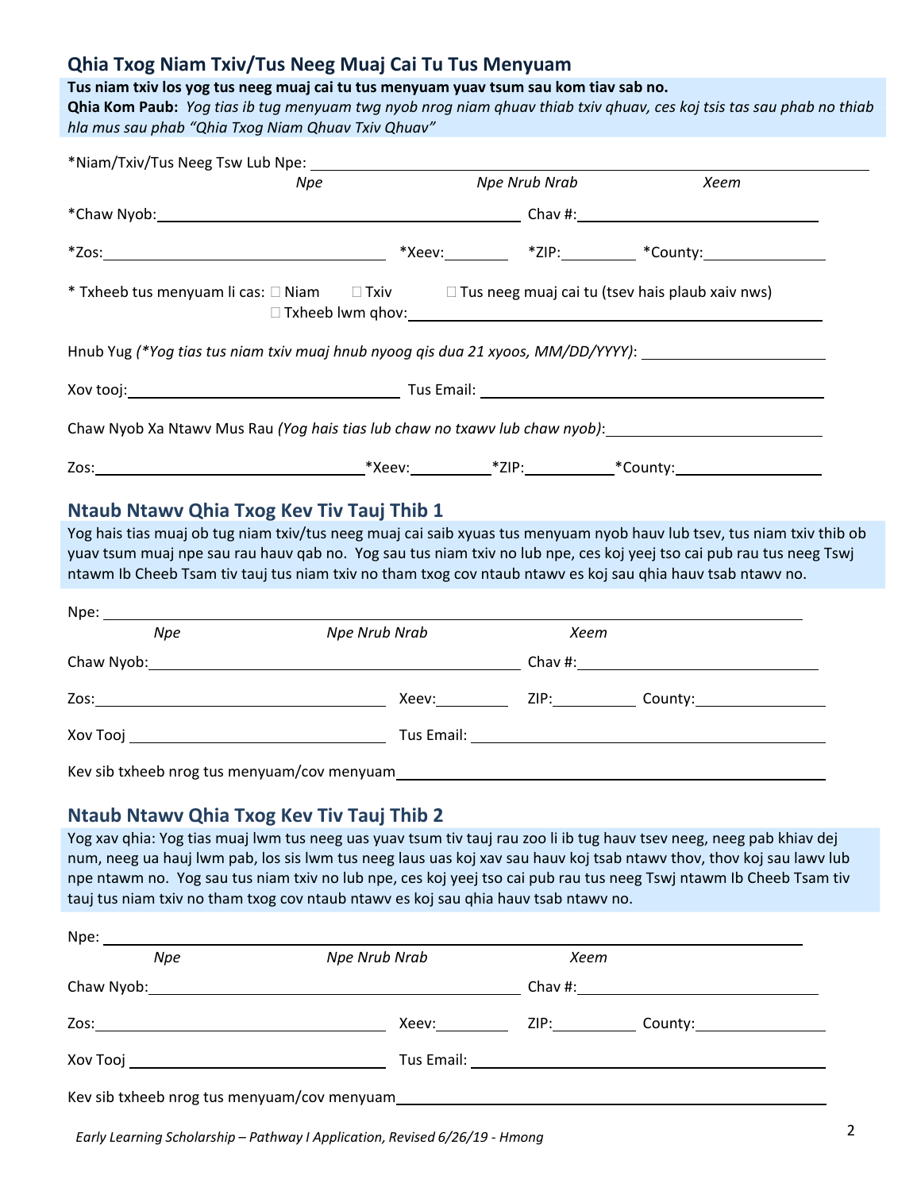## Qhia Txog Niam Txiv/Tus Neeg Muaj Cai Tu Tus Menyuam

**Tus niam txiv los yog tus neeg muaj cai tu tus menyuam yuav tsum sau kom tiav sab no.**
**Qhia Kom Paub:** *Yog tias ib tug menyuam twg nyob nrog niam qhuav thiab txiv qhuav, ces koj tsis tas sau phab no thiab hla mus sau phab "Qhia Txog Niam Qhuav Txiv Qhuav"*

*Niam/Txiv/Tus Neeg Tsw Lub Npe: ______________________________________________
*Npe* *Npe Nrub Nrab* *Xeem*

*Chaw Nyob:______________________________ Chav #:____________________

*Zos:________________________ *Xeev:________ *ZIP:________ *County:____________

* Txheeb tus menyuam li cas: ☐ Niam ☐ Txiv ☐ Tus neeg muaj cai tu (tsev hais plaub xaiv nws)
☐ Txheeb lwm qhov:______________________________

Hnub Yug *(*Yog tias tus niam txiv muaj hnub nyoog qis dua 21 xyoos, MM/DD/YYYY)*: ____________

Xov tooj:________________________ Tus Email: ______________________________

Chaw Nyob Xa Ntawv Mus Rau *(Yog hais tias lub chaw no txawv lub chaw nyob)*:____________________

Zos:________________________*Xeev:__________*ZIP:__________*County:____________

## Ntaub Ntawv Qhia Txog Kev Tiv Tauj Thib 1

Yog hais tias muaj ob tug niam txiv/tus neeg muaj cai saib xyuas tus menyuam nyob hauv lub tsev, tus niam txiv thib ob yuav tsum muaj npe sau rau hauv qab no. Yog sau tus niam txiv no lub npe, ces koj yeej tso cai pub rau tus neeg Tswj ntawm Ib Cheeb Tsam tiv tauj tus niam txiv no tham txog cov ntaub ntawv es koj sau qhia hauv tsab ntawv no.

Npe: ______________________________________________
*Npe* *Npe Nrub Nrab* *Xeem*

Chaw Nyob:______________________________ Chav #:____________________

Zos:________________________ Xeev:________ ZIP:________ County:____________

Xov Tooj ________________________ Tus Email: ______________________________

Kev sib txheeb nrog tus menyuam/cov menyuam______________________________

## Ntaub Ntawv Qhia Txog Kev Tiv Tauj Thib 2

Yog xav qhia: Yog tias muaj lwm tus neeg uas yuav tsum tiv tauj rau zoo li ib tug hauv tsev neeg, neeg pab khiav dej num, neeg ua hauj lwm pab, los sis lwm tus neeg laus uas koj xav sau hauv koj tsab ntawv thov, thov koj sau lawv lub npe ntawm no. Yog sau tus niam txiv no lub npe, ces koj yeej tso cai pub rau tus neeg Tswj ntawm Ib Cheeb Tsam tiv tauj tus niam txiv no tham txog cov ntaub ntawv es koj sau qhia hauv tsab ntawv no.

Npe: ______________________________________________
*Npe* *Npe Nrub Nrab* *Xeem*

Chaw Nyob:______________________________ Chav #:____________________

Zos:________________________ Xeev:________ ZIP:________ County:____________

Xov Tooj ________________________ Tus Email: ______________________________

Kev sib txheeb nrog tus menyuam/cov menyuam______________________________

*Early Learning Scholarship – Pathway I Application, Revised 6/26/19 - Hmong*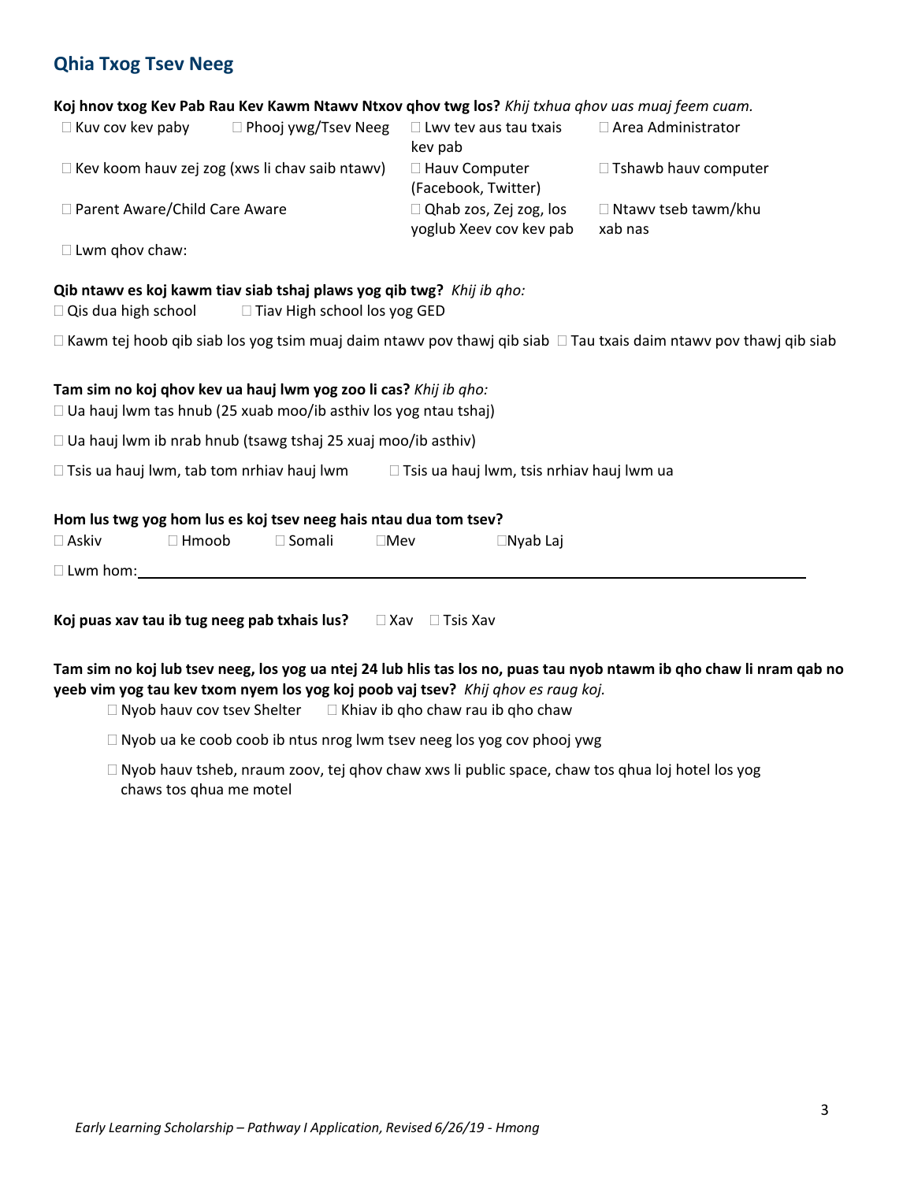## Qhia Txog Tsev Neeg

**Koj hnov txog Kev Pab Rau Kev Kawm Ntawv Ntxov qhov twg los?** *Khij txhua qhov uas muaj feem cuam.*

☐ Kuv cov kev paby ☐ Phooj ywg/Tsev Neeg ☐ Lwv tev aus tau txais kev pab ☐ Area Administrator

☐ Kev koom hauv zej zog (xws li chav saib ntawv) ☐ Hauv Computer (Facebook, Twitter) ☐ Tshawb hauv computer

☐ Parent Aware/Child Care Aware ☐ Qhab zos, Zej zog, los yoglub Xeev cov kev pab ☐ Ntawv tseb tawm/khu xab nas

☐ Lwm qhov chaw:

**Qib ntawv es koj kawm tiav siab tshaj plaws yog qib twg?** *Khij ib qho:*

☐ Qis dua high school ☐ Tiav High school los yog GED

☐ Kawm tej hoob qib siab los yog tsim muaj daim ntawv pov thawj qib siab ☐ Tau txais daim ntawv pov thawj qib siab

**Tam sim no koj qhov kev ua hauj lwm yog zoo li cas?** *Khij ib qho:*

☐ Ua hauj lwm tas hnub (25 xuab moo/ib asthiv los yog ntau tshaj)

☐ Ua hauj lwm ib nrab hnub (tsawg tshaj 25 xuaj moo/ib asthiv)

☐ Tsis ua hauj lwm, tab tom nrhiav hauj lwm ☐ Tsis ua hauj lwm, tsis nrhiav hauj lwm ua

**Hom lus twg yog hom lus es koj tsev neeg hais ntau dua tom tsev?**

☐ Askiv ☐ Hmoob ☐ Somali ☐Mev ☐Nyab Laj

☐ Lwm hom: ____________________

**Koj puas xav tau ib tug neeg pab txhais lus?** ☐ Xav ☐ Tsis Xav

**Tam sim no koj lub tsev neeg, los yog ua ntej 24 lub hlis tas los no, puas tau nyob ntawm ib qho chaw li nram qab no yeeb vim yog tau kev txom nyem los yog koj poob vaj tsev?** *Khij qhov es raug koj.*

☐ Nyob hauv cov tsev Shelter ☐ Khiav ib qho chaw rau ib qho chaw

☐ Nyob ua ke coob coob ib ntus nrog lwm tsev neeg los yog cov phooj ywg

☐ Nyob hauv tsheb, nraum zoov, tej qhov chaw xws li public space, chaw tos qhua loj hotel los yog chaws tos qhua me motel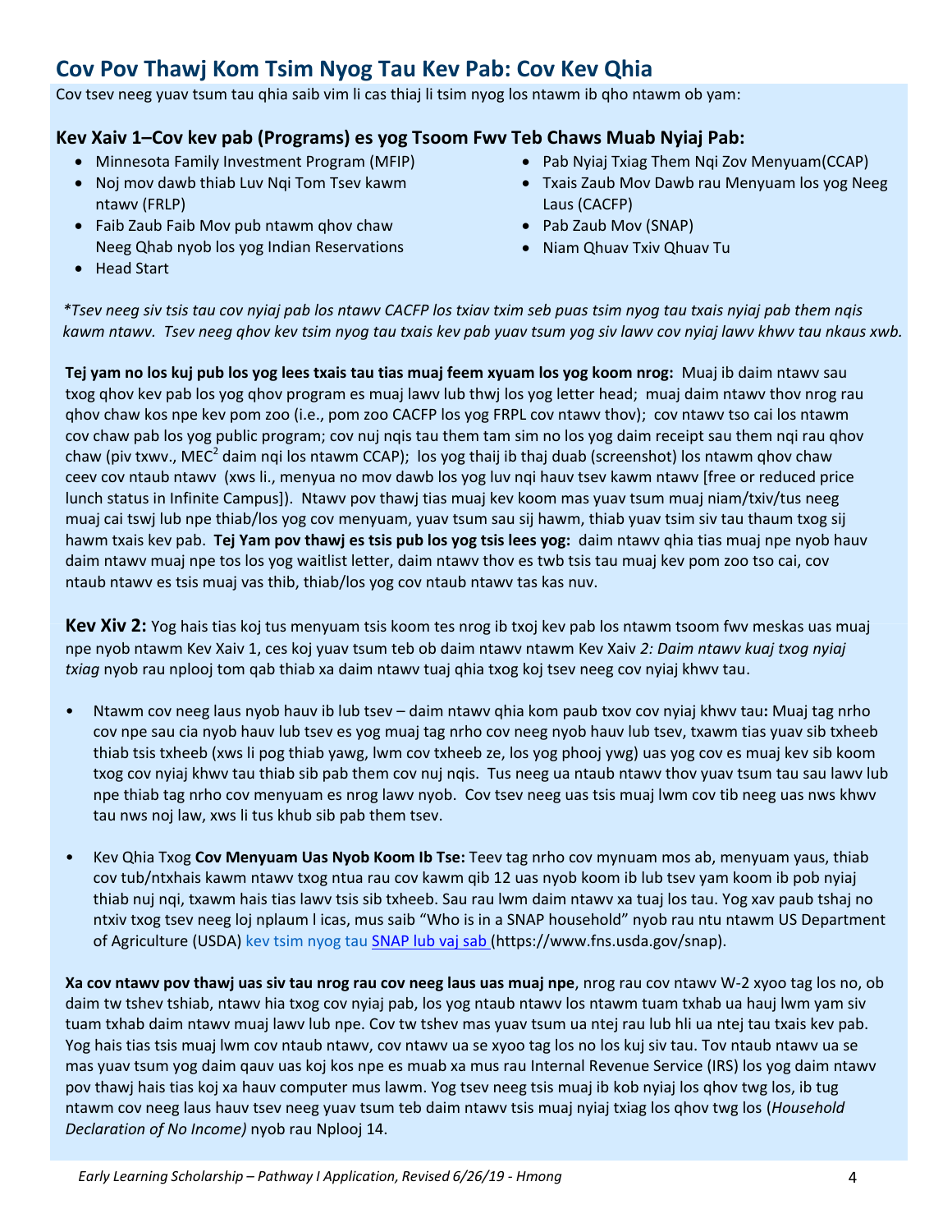## Cov Pov Thawj Kom Tsim Nyog Tau Kev Pab: Cov Kev Qhia

Cov tsev neeg yuav tsum tau qhia saib vim li cas thiaj li tsim nyog los ntawm ib qho ntawm ob yam:

### Kev Xaiv 1–Cov kev pab (Programs) es yog Tsoom Fwv Teb Chaws Muab Nyiaj Pab:

- Minnesota Family Investment Program (MFIP)
- Noj mov dawb thiab Luv Nqi Tom Tsev kawm ntawv (FRLP)
- Faib Zaub Faib Mov pub ntawm qhov chaw Neeg Qhab nyob los yog Indian Reservations
- Head Start
- Pab Nyiaj Txiag Them Nqi Zov Menyuam(CCAP)
- Txais Zaub Mov Dawb rau Menyuam los yog Neeg Laus (CACFP)
- Pab Zaub Mov (SNAP)
- Niam Qhuav Txiv Qhuav Tu

*\*Tsev neeg siv tsis tau cov nyiaj pab los ntawv CACFP los txiav txim seb puas tsim nyog tau txais nyiaj pab them nqis kawm ntawv. Tsev neeg qhov kev tsim nyog tau txais kev pab yuav tsum yog siv lawv cov nyiaj lawv khwv tau nkaus xwb.*

**Tej yam no los kuj pub los yog lees txais tau tias muaj feem xyuam los yog koom nrog:** Muaj ib daim ntawv sau txog qhov kev pab los yog qhov program es muaj lawv lub thwj los yog letter head; muaj daim ntawv thov nrog rau qhov chaw kos npe kev pom zoo (i.e., pom zoo CACFP los yog FRPL cov ntawv thov); cov ntawv tso cai los ntawm cov chaw pab los yog public program; cov nuj nqis tau them tam sim no los yog daim receipt sau them nqi rau qhov chaw (piv txwv., MEC[2] daim nqi los ntawm CCAP); los yog thaij ib thaj duab (screenshot) los ntawm qhov chaw ceev cov ntaub ntawv (xws li., menyua no mov dawb los yog luv nqi hauv tsev kawm ntawv [free or reduced price lunch status in Infinite Campus]). Ntawv pov thawj tias muaj kev koom mas yuav tsum muaj niam/txiv/tus neeg muaj cai tswj lub npe thiab/los yog cov menyuam, yuav tsum sau sij hawm, thiab yuav tsim siv tau thaum txog sij hawm txais kev pab. **Tej Yam pov thawj es tsis pub los yog tsis lees yog:** daim ntawv qhia tias muaj npe nyob hauv daim ntawv muaj npe tos los yog waitlist letter, daim ntawv thov es twb tsis tau muaj kev pom zoo tso cai, cov ntaub ntawv es tsis muaj vas thib, thiab/los yog cov ntaub ntawv tas kas nuv.

**Kev Xiv 2:** Yog hais tias koj tus menyuam tsis koom tes nrog ib txoj kev pab los ntawm tsoom fwv meskas uas muaj npe nyob ntawm Kev Xaiv 1, ces koj yuav tsum teb ob daim ntawv ntawm Kev Xaiv *2: Daim ntawv kuaj txog nyiaj txiag* nyob rau nplooj tom qab thiab xa daim ntawv tuaj qhia txog koj tsev neeg cov nyiaj khwv tau.

- Ntawm cov neeg laus nyob hauv ib lub tsev – daim ntawv qhia kom paub txov cov nyiaj khwv tau**:** Muaj tag nrho cov npe sau cia nyob hauv lub tsev es yog muaj tag nrho cov neeg nyob hauv lub tsev, txawm tias yuav sib txheeb thiab tsis txheeb (xws li pog thiab yawg, lwm cov txheeb ze, los yog phooj ywg) uas yog cov es muaj kev sib koom txog cov nyiaj khwv tau thiab sib pab them cov nuj nqis. Tus neeg ua ntaub ntawv thov yuav tsum tau sau lawv lub npe thiab tag nrho cov menyuam es nrog lawv nyob. Cov tsev neeg uas tsis muaj lwm cov tib neeg uas nws khwv tau nws noj law, xws li tus khub sib pab them tsev.

- Kev Qhia Txog **Cov Menyuam Uas Nyob Koom Ib Tse:** Teev tag nrho cov mynuam mos ab, menyuam yaus, thiab cov tub/ntxhais kawm ntawv txog ntua rau cov kawm qib 12 uas nyob koom ib lub tsev yam koom ib pob nyiaj thiab nuj nqi, txawm hais tias lawv tsis sib txheeb. Sau rau lwm daim ntawv xa tuaj los tau. Yog xav paub tshaj no ntxiv txog tsev neeg loj nplaum l icas, mus saib "Who is in a SNAP household" nyob rau ntu ntawm US Department of Agriculture (USDA) kev tsim nyog tau [SNAP lub vaj sab](https://www.fns.usda.gov/snap) (https://www.fns.usda.gov/snap).

**Xa cov ntawv pov thawj uas siv tau nrog rau cov neeg laus uas muaj npe**, nrog rau cov ntawv W-2 xyoo tag los no, ob daim tw tshev tshiab, ntawv hia txog cov nyiaj pab, los yog ntaub ntawv los ntawm tuam txhab ua hauj lwm yam siv tuam txhab daim ntawv muaj lawv lub npe. Cov tw tshev mas yuav tsum ua ntej rau lub hli ua ntej tau txais kev pab. Yog hais tias tsis muaj lwm cov ntaub ntawv, cov ntawv ua se xyoo tag los no los kuj siv tau. Tov ntaub ntawv ua se mas yuav tsum yog daim qauv uas koj kos npe es muab xa mus rau Internal Revenue Service (IRS) los yog daim ntawv pov thawj hais tias koj xa hauv computer mus lawm. Yog tsev neeg tsis muaj ib kob nyiaj los qhov twg los, ib tug ntawm cov neeg laus hauv tsev neeg yuav tsum teb daim ntawv tsis muaj nyiaj txiag los qhov twg los (*Household Declaration of No Income)* nyob rau Nplooj 14.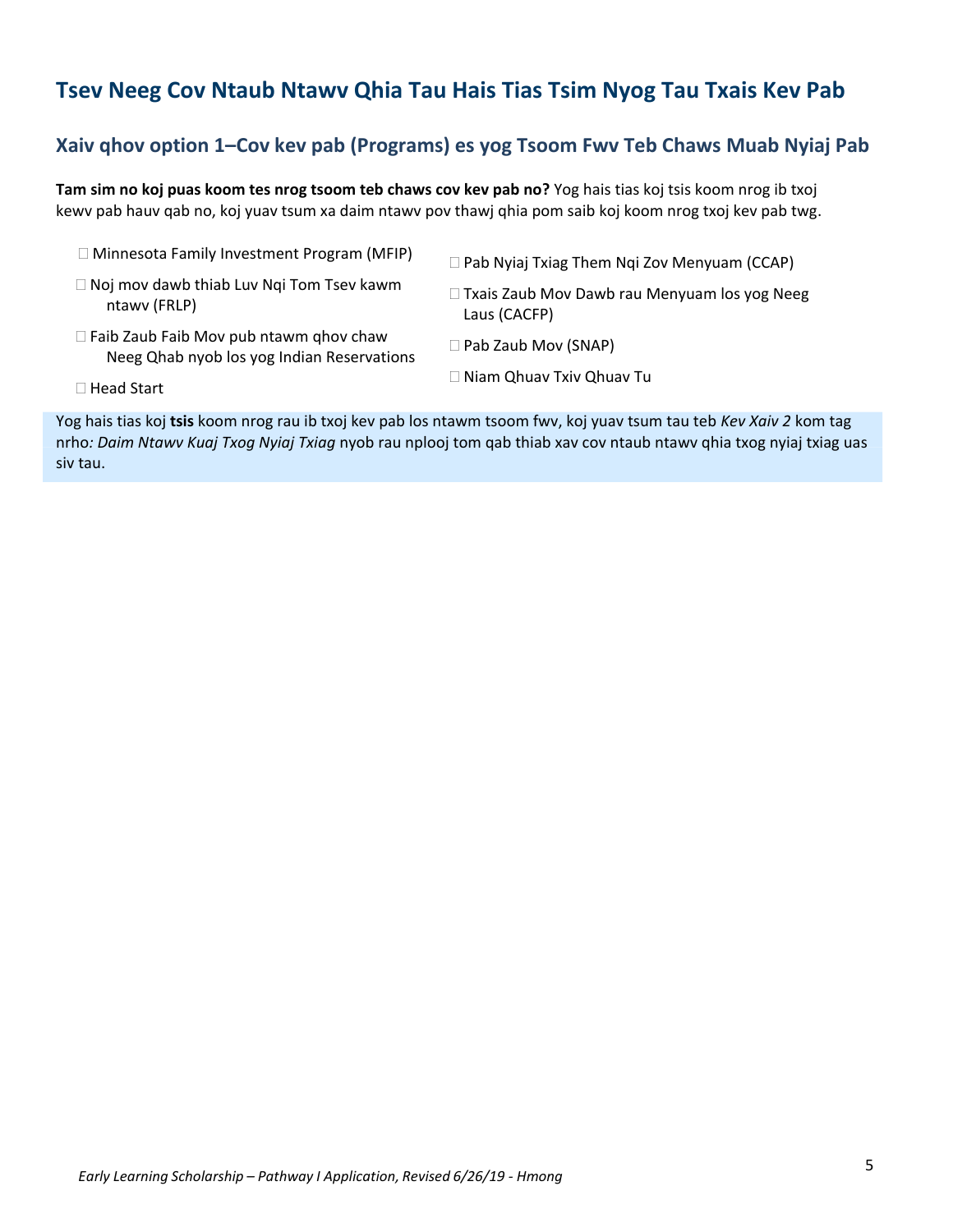# Tsev Neeg Cov Ntaub Ntawv Qhia Tau Hais Tias Tsim Nyog Tau Txais Kev Pab

## Xaiv qhov option 1–Cov kev pab (Programs) es yog Tsoom Fwv Teb Chaws Muab Nyiaj Pab

**Tam sim no koj puas koom tes nrog tsoom teb chaws cov kev pab no?** Yog hais tias koj tsis koom nrog ib txoj kewv pab hauv qab no, koj yuav tsum xa daim ntawv pov thawj qhia pom saib koj koom nrog txoj kev pab twg.

- ☐ Minnesota Family Investment Program (MFIP)
- ☐ Noj mov dawb thiab Luv Nqi Tom Tsev kawm ntawv (FRLP)
- ☐ Faib Zaub Faib Mov pub ntawm qhov chaw Neeg Qhab nyob los yog Indian Reservations
- ☐ Head Start
- ☐ Pab Nyiaj Txiag Them Nqi Zov Menyuam (CCAP)
- ☐ Txais Zaub Mov Dawb rau Menyuam los yog Neeg Laus (CACFP)
- ☐ Pab Zaub Mov (SNAP)
- ☐ Niam Qhuav Txiv Qhuav Tu

Yog hais tias koj **tsis** koom nrog rau ib txoj kev pab los ntawm tsoom fwv, koj yuav tsum tau teb *Kev Xaiv 2* kom tag nrho*: Daim Ntawv Kuaj Txog Nyiaj Txiag* nyob rau nplooj tom qab thiab xav cov ntaub ntawv qhia txog nyiaj txiag uas siv tau.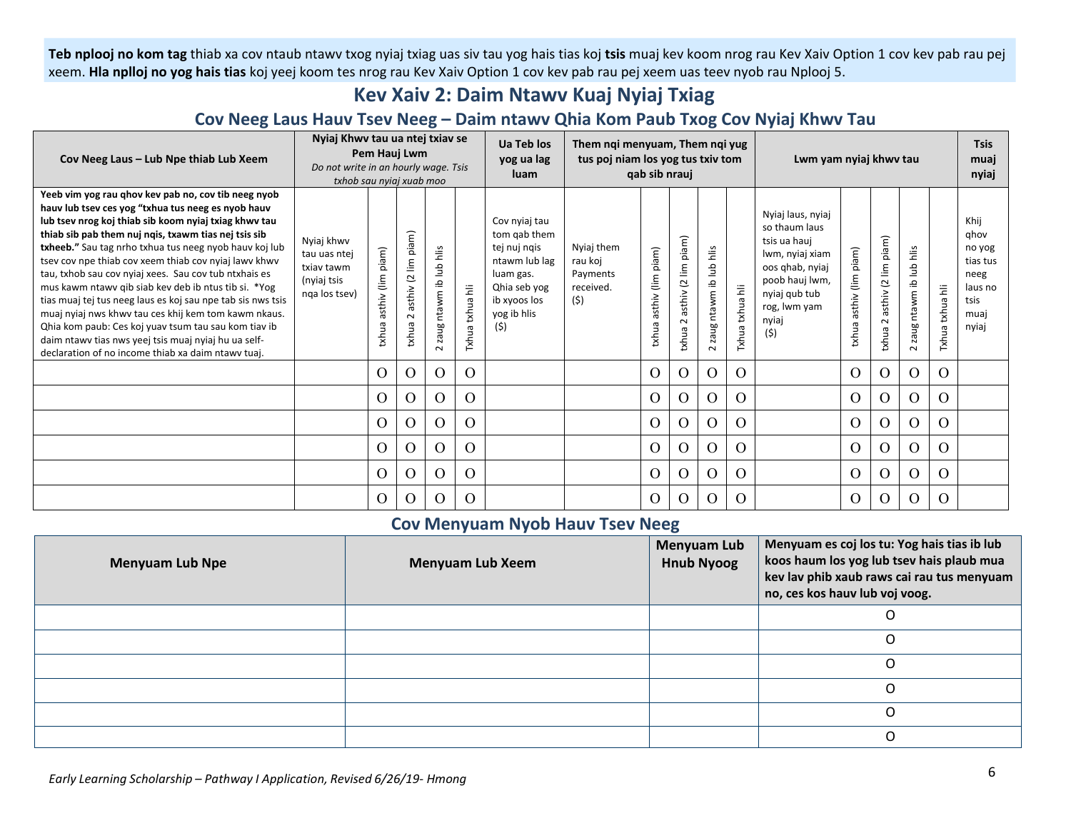**Teb nplooj no kom tag** thiab xa cov ntaub ntawv txog nyiaj txiag uas siv tau yog hais tias koj **tsis** muaj kev koom nrog rau Kev Xaiv Option 1 cov kev pab rau pej xeem. **Hla nplloj no yog hais tias** koj yeej koom tes nrog rau Kev Xaiv Option 1 cov kev pab rau pej xeem uas teev nyob rau Nplooj 5.

# Kev Xaiv 2: Daim Ntawv Kuaj Nyiaj Txiag

## Cov Neeg Laus Hauv Tsev Neeg – Daim ntawv Qhia Kom Paub Txog Cov Nyiaj Khwv Tau

| Cov Neeg Laus – Lub Npe thiab Lub Xeem | Nyiaj Khwv tau ua ntej txiav se Pem Hauj Lwm *Do not write in an hourly wage. Tsis txhob sau nyiaj xuab moo* | | | | | Ua Teb los yog ua lag luam | Them nqi menyuam, Them nqi yug tus poj niam los yog tus txiv tom qab sib nrauj | | | | | Lwm yam nyiaj khwv tau | | | | | Tsis muaj nyiaj |
|---|---|---|---|---|---|---|---|---|---|---|---|---|---|---|---|---|---|
| **Yeeb vim yog rau qhov kev pab no, cov tib neeg nyob hauv lub tsev ces yog "txhua tus neeg es nyob hauv lub tsev nrog koj thiab sib koom nyiaj txiag khwv tau thiab sib pab them nuj nqis, txawm tias nej tsis sib txheeb."** Sau tag nrho txhua tus neeg nyob hauv koj lub tsev cov npe thiab cov xeem thiab cov nyiaj lawv khwv tau, txhob sau cov nyiaj xees. Sau cov tub ntxhais es mus kawm ntawv qib siab kev deb ib ntus tib si. *Yog tias muaj tej tus neeg laus es koj sau npe tab sis nws tsis muaj nyiaj nws khwv tau ces khij kem tom kawm nkaus. Qhia kom paub: Ces koj yuav tsum tau sau kom tiav ib daim ntawv tias nws yeej tsis muaj nyiaj hu ua self-declaration of no income thiab xa daim ntawv tuaj. | Nyiaj khwv tau uas ntej txiav tawm (nyiaj tsis nqa los tsev) | txhua asthiv (lim piam) | txhua 2 asthiv (2 lim piam) | 2 zaug ntawm ib lub hlis | Txhua txhua hli | Cov nyiaj tau tom qab them tej nuj nqis ntawm lub lag luam gas. Qhia seb yog ib xyoos los yog ib hlis ($) | Nyiaj them rau koj Payments received. ($) | txhua asthiv (lim piam) | txhua 2 asthiv (2 lim piam) | 2 zaug ntawm ib lub hlis | Txhua txhua hli | Nyiaj laus, nyiaj so thaum laus tsis ua hauj lwm, nyiaj xiam oos qhab, nyiaj poob hauj lwm, nyiaj qub tub rog, lwm yam nyiaj ($) | txhua asthiv (lim piam) | txhua 2 asthiv (2 lim piam) | 2 zaug ntawm ib lub hlis | Txhua txhua hli | Khij qhov no yog tias tus neeg laus no tsis muaj nyiaj |
| | | O | O | O | O | | | O | O | O | O | | O | O | O | O | |
| | | O | O | O | O | | | O | O | O | O | | O | O | O | O | |
| | | O | O | O | O | | | O | O | O | O | | O | O | O | O | |
| | | O | O | O | O | | | O | O | O | O | | O | O | O | O | |
| | | O | O | O | O | | | O | O | O | O | | O | O | O | O | |
| | | O | O | O | O | | | O | O | O | O | | O | O | O | O | |

## Cov Menyuam Nyob Hauv Tsev Neeg

| Menyuam Lub Npe | Menyuam Lub Xeem | Menyuam Lub Hnub Nyoog | Menyuam es coj los tu: Yog hais tias ib lub koos haum los yog lub tsev hais plaub mua kev lav phib xaub raws cai rau tus menyuam no, ces kos hauv lub voj voog. |
|---|---|---|---|
| | | | O |
| | | | O |
| | | | O |
| | | | O |
| | | | O |
| | | | O |

*Early Learning Scholarship – Pathway I Application, Revised 6/26/19- Hmong*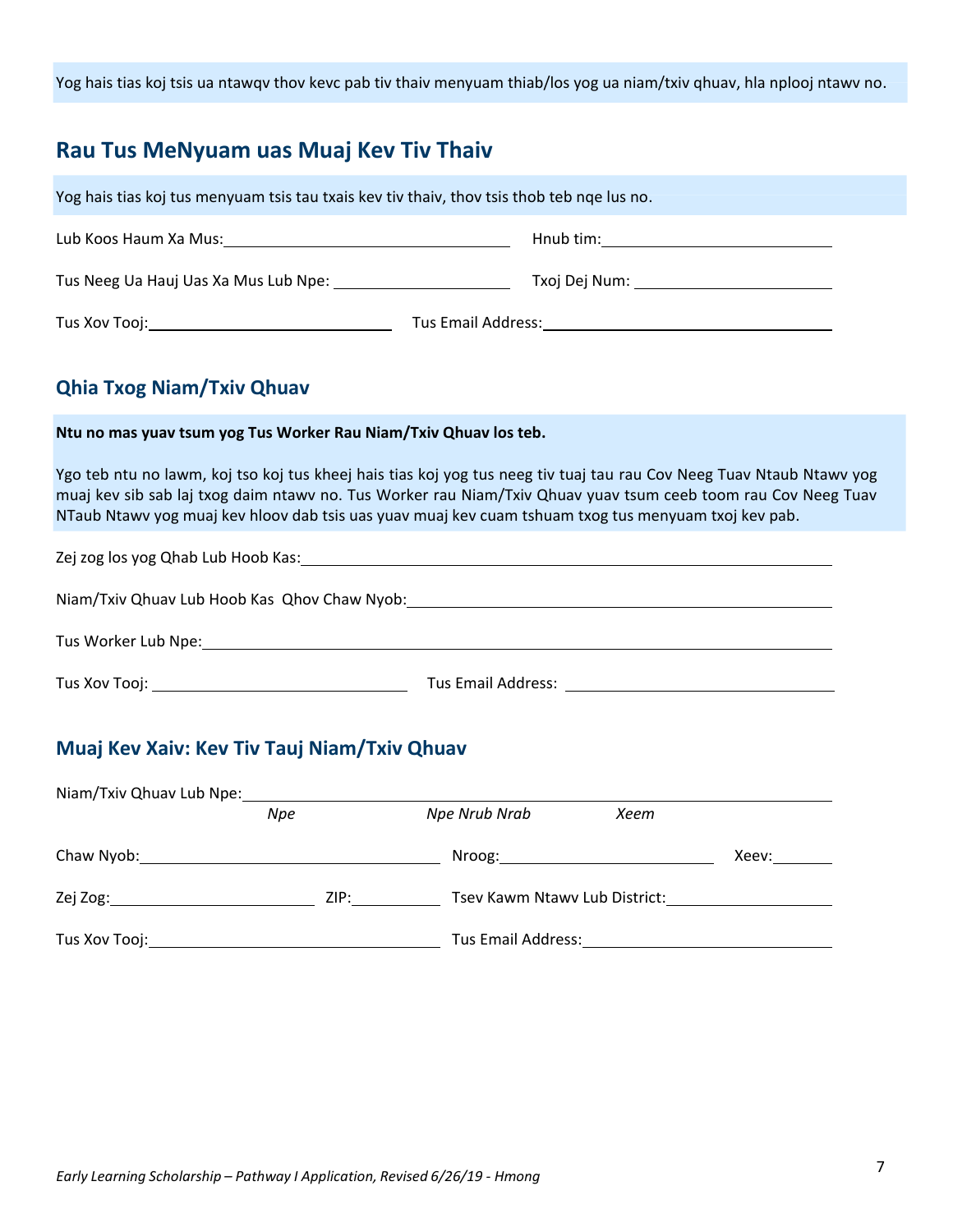Yog hais tias koj tsis ua ntawqv thov kevc pab tiv thaiv menyuam thiab/los yog ua niam/txiv qhuav, hla nplooj ntawv no.

## Rau Tus MeNyuam uas Muaj Kev Tiv Thaiv

Yog hais tias koj tus menyuam tsis tau txais kev tiv thaiv, thov tsis thob teb nqe lus no.

Lub Koos Haum Xa Mus: ______________________ Hnub tim: ______________________

Tus Neeg Ua Hauj Uas Xa Mus Lub Npe: ______________________ Txoj Dej Num: ______________________

Tus Xov Tooj: ______________________ Tus Email Address: ______________________

### Qhia Txog Niam/Txiv Qhuav

**Ntu no mas yuav tsum yog Tus Worker Rau Niam/Txiv Qhuav los teb.**

Ygo teb ntu no lawm, koj tso koj tus kheej hais tias koj yog tus neeg tiv tuaj tau rau Cov Neeg Tuav Ntaub Ntawv yog muaj kev sib sab laj txog daim ntawv no. Tus Worker rau Niam/Txiv Qhuav yuav tsum ceeb toom rau Cov Neeg Tuav NTaub Ntawv yog muaj kev hloov dab tsis uas yuav muaj kev cuam tshuam txog tus menyuam txoj kev pab.

Zej zog los yog Qhab Lub Hoob Kas: ______________________

Niam/Txiv Qhuav Lub Hoob Kas Qhov Chaw Nyob: ______________________

Tus Worker Lub Npe: ______________________

Tus Xov Tooj: ______________________ Tus Email Address: ______________________

### Muaj Kev Xaiv: Kev Tiv Tauj Niam/Txiv Qhuav

Niam/Txiv Qhuav Lub Npe: ______________________

*Npe* *Npe Nrub Nrab* *Xeem*

Chaw Nyob: ______________________ Nroog: ______________________ Xeev: ________

Zej Zog: ______________________ ZIP: ________ Tsev Kawm Ntawv Lub District: ______________________

Tus Xov Tooj: ______________________ Tus Email Address: ______________________

*Early Learning Scholarship – Pathway I Application, Revised 6/26/19 - Hmong*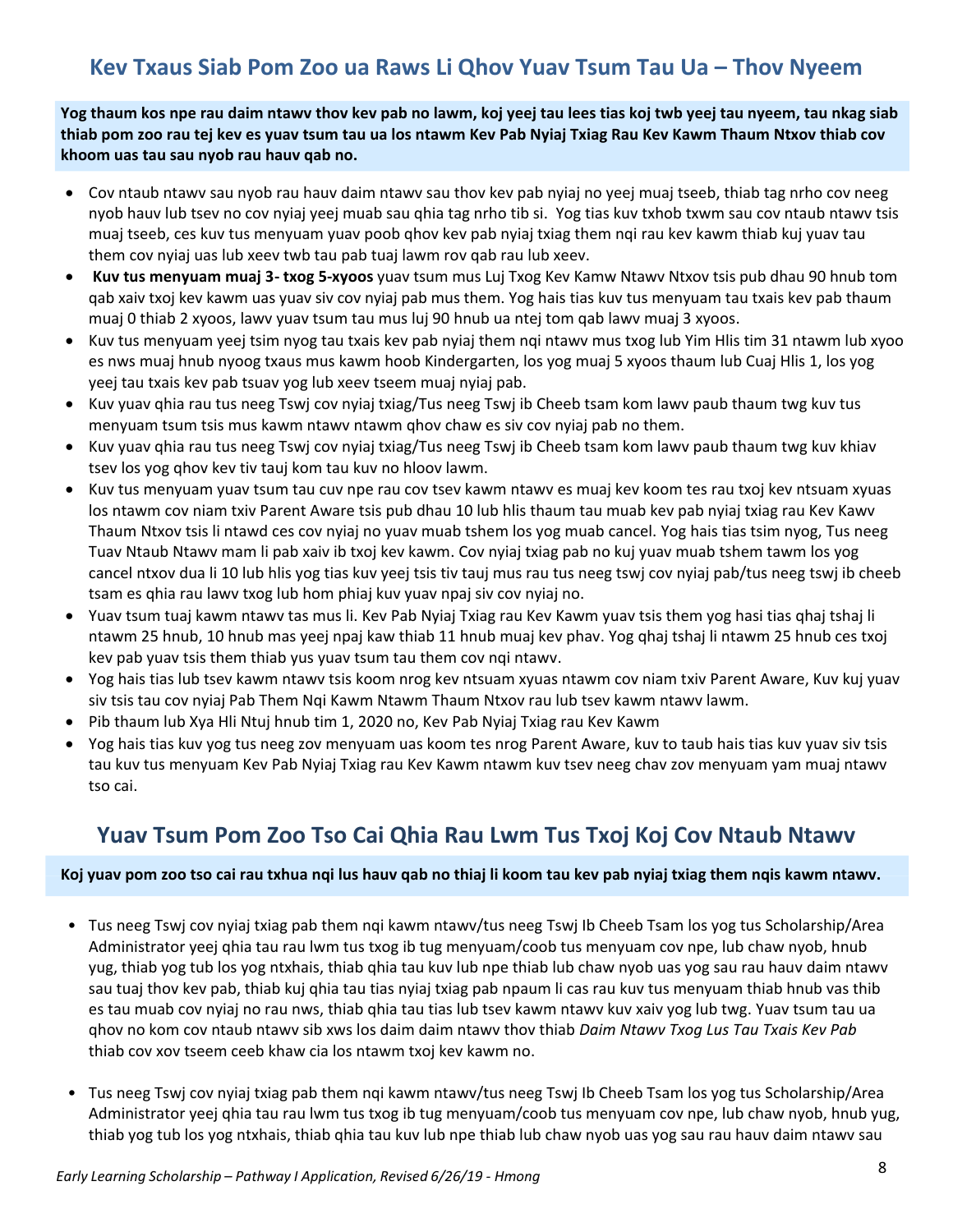## Kev Txaus Siab Pom Zoo ua Raws Li Qhov Yuav Tsum Tau Ua – Thov Nyeem

**Yog thaum kos npe rau daim ntawv thov kev pab no lawm, koj yeej tau lees tias koj twb yeej tau nyeem, tau nkag siab thiab pom zoo rau tej kev es yuav tsum tau ua los ntawm Kev Pab Nyiaj Txiag Rau Kev Kawm Thaum Ntxov thiab cov khoom uas tau sau nyob rau hauv qab no.**

- Cov ntaub ntawv sau nyob rau hauv daim ntawv sau thov kev pab nyiaj no yeej muaj tseeb, thiab tag nrho cov neeg nyob hauv lub tsev no cov nyiaj yeej muab sau qhia tag nrho tib si. Yog tias kuv txhob txwm sau cov ntaub ntawv tsis muaj tseeb, ces kuv tus menyuam yuav poob qhov kev pab nyiaj txiag them nqi rau kev kawm thiab kuj yuav tau them cov nyiaj uas lub xeev twb tau pab tuaj lawm rov qab rau lub xeev.
- **Kuv tus menyuam muaj 3- txog 5-xyoos** yuav tsum mus Luj Txog Kev Kamw Ntawv Ntxov tsis pub dhau 90 hnub tom qab xaiv txoj kev kawm uas yuav siv cov nyiaj pab mus them. Yog hais tias kuv tus menyuam tau txais kev pab thaum muaj 0 thiab 2 xyoos, lawv yuav tsum tau mus luj 90 hnub ua ntej tom qab lawv muaj 3 xyoos.
- Kuv tus menyuam yeej tsim nyog tau txais kev pab nyiaj them nqi ntawv mus txog lub Yim Hlis tim 31 ntawm lub xyoo es nws muaj hnub nyoog txaus mus kawm hoob Kindergarten, los yog muaj 5 xyoos thaum lub Cuaj Hlis 1, los yog yeej tau txais kev pab tsuav yog lub xeev tseem muaj nyiaj pab.
- Kuv yuav qhia rau tus neeg Tswj cov nyiaj txiag/Tus neeg Tswj ib Cheeb tsam kom lawv paub thaum twg kuv tus menyuam tsum tsis mus kawm ntawv ntawm qhov chaw es siv cov nyiaj pab no them.
- Kuv yuav qhia rau tus neeg Tswj cov nyiaj txiag/Tus neeg Tswj ib Cheeb tsam kom lawv paub thaum twg kuv khiav tsev los yog qhov kev tiv tauj kom tau kuv no hloov lawm.
- Kuv tus menyuam yuav tsum tau cuv npe rau cov tsev kawm ntawv es muaj kev koom tes rau txoj kev ntsuam xyuas los ntawm cov niam txiv Parent Aware tsis pub dhau 10 lub hlis thaum tau muab kev pab nyiaj txiag rau Kev Kawv Thaum Ntxov tsis li ntawd ces cov nyiaj no yuav muab tshem los yog muab cancel. Yog hais tias tsim nyog, Tus neeg Tuav Ntaub Ntawv mam li pab xaiv ib txoj kev kawm. Cov nyiaj txiag pab no kuj yuav muab tshem tawm los yog cancel ntxov dua li 10 lub hlis yog tias kuv yeej tsis tiv tauj mus rau tus neeg tswj cov nyiaj pab/tus neeg tswj ib cheeb tsam es qhia rau lawv txog lub hom phiaj kuv yuav npaj siv cov nyiaj no.
- Yuav tsum tuaj kawm ntawv tas mus li. Kev Pab Nyiaj Txiag rau Kev Kawm yuav tsis them yog hasi tias qhaj tshaj li ntawm 25 hnub, 10 hnub mas yeej npaj kaw thiab 11 hnub muaj kev phav. Yog qhaj tshaj li ntawm 25 hnub ces txoj kev pab yuav tsis them thiab yus yuav tsum tau them cov nqi ntawv.
- Yog hais tias lub tsev kawm ntawv tsis koom nrog kev ntsuam xyuas ntawm cov niam txiv Parent Aware, Kuv kuj yuav siv tsis tau cov nyiaj Pab Them Nqi Kawm Ntawm Thaum Ntxov rau lub tsev kawm ntawv lawm.
- Pib thaum lub Xya Hli Ntuj hnub tim 1, 2020 no, Kev Pab Nyiaj Txiag rau Kev Kawm
- Yog hais tias kuv yog tus neeg zov menyuam uas koom tes nrog Parent Aware, kuv to taub hais tias kuv yuav siv tsis tau kuv tus menyuam Kev Pab Nyiaj Txiag rau Kev Kawm ntawm kuv tsev neeg chav zov menyuam yam muaj ntawv tso cai.

## Yuav Tsum Pom Zoo Tso Cai Qhia Rau Lwm Tus Txoj Koj Cov Ntaub Ntawv

**Koj yuav pom zoo tso cai rau txhua nqi lus hauv qab no thiaj li koom tau kev pab nyiaj txiag them nqis kawm ntawv.**

- Tus neeg Tswj cov nyiaj txiag pab them nqi kawm ntawv/tus neeg Tswj Ib Cheeb Tsam los yog tus Scholarship/Area Administrator yeej qhia tau rau lwm tus txog ib tug menyuam/coob tus menyuam cov npe, lub chaw nyob, hnub yug, thiab yog tub los yog ntxhais, thiab qhia tau kuv lub npe thiab lub chaw nyob uas yog sau rau hauv daim ntawv sau tuaj thov kev pab, thiab kuj qhia tau tias nyiaj txiag pab npaum li cas rau kuv tus menyuam thiab hnub vas thib es tau muab cov nyiaj no rau nws, thiab qhia tau tias lub tsev kawm ntawv kuv xaiv yog lub twg. Yuav tsum tau ua qhov no kom cov ntaub ntawv sib xws los daim daim ntawv thov thiab *Daim Ntawv Txog Lus Tau Txais Kev Pab* thiab cov xov tseem ceeb khaw cia los ntawm txoj kev kawm no.

- Tus neeg Tswj cov nyiaj txiag pab them nqi kawm ntawv/tus neeg Tswj Ib Cheeb Tsam los yog tus Scholarship/Area Administrator yeej qhia tau rau lwm tus txog ib tug menyuam/coob tus menyuam cov npe, lub chaw nyob, hnub yug, thiab yog tub los yog ntxhais, thiab qhia tau kuv lub npe thiab lub chaw nyob uas yog sau rau hauv daim ntawv sau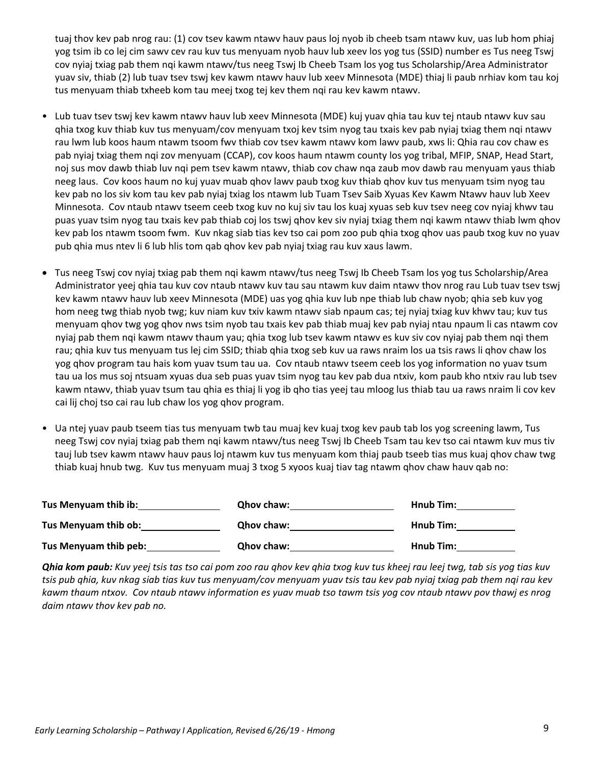tuaj thov kev pab nrog rau: (1) cov tsev kawm ntawv hauv paus loj nyob ib cheeb tsam ntawv kuv, uas lub hom phiaj yog tsim ib co lej cim sawv cev rau kuv tus menyuam nyob hauv lub xeev los yog tus (SSID) number es Tus neeg Tswj cov nyiaj txiag pab them nqi kawm ntawv/tus neeg Tswj Ib Cheeb Tsam los yog tus Scholarship/Area Administrator yuav siv, thiab (2) lub tuav tsev tswj kev kawm ntawv hauv lub xeev Minnesota (MDE) thiaj li paub nrhiav kom tau koj tus menyuam thiab txheeb kom tau meej txog tej kev them nqi rau kev kawm ntawv.

- Lub tuav tsev tswj kev kawm ntawv hauv lub xeev Minnesota (MDE) kuj yuav qhia tau kuv tej ntaub ntawv kuv sau qhia txog kuv thiab kuv tus menyuam/cov menyuam txoj kev tsim nyog tau txais kev pab nyiaj txiag them nqi ntawv rau lwm lub koos haum ntawm tsoom fwv thiab cov tsev kawm ntawv kom lawv paub, xws li: Qhia rau cov chaw es pab nyiaj txiag them nqi zov menyuam (CCAP), cov koos haum ntawm county los yog tribal, MFIP, SNAP, Head Start, noj sus mov dawb thiab luv nqi pem tsev kawm ntawv, thiab cov chaw nqa zaub mov dawb rau menyuam yaus thiab neeg laus. Cov koos haum no kuj yuav muab qhov lawv paub txog kuv thiab qhov kuv tus menyuam tsim nyog tau kev pab no los siv kom tau kev pab nyiaj txiag los ntawm lub Tuam Tsev Saib Xyuas Kev Kawm Ntawv hauv lub Xeev Minnesota. Cov ntaub ntawv tseem ceeb txog kuv no kuj siv tau los kuaj xyuas seb kuv tsev neeg cov nyiaj khwv tau puas yuav tsim nyog tau txais kev pab thiab coj los tswj qhov kev siv nyiaj txiag them nqi kawm ntawv thiab lwm qhov kev pab los ntawm tsoom fwm. Kuv nkag siab tias kev tso cai pom zoo pub qhia txog qhov uas paub txog kuv no yuav pub qhia mus ntev li 6 lub hlis tom qab qhov kev pab nyiaj txiag rau kuv xaus lawm.

- Tus neeg Tswj cov nyiaj txiag pab them nqi kawm ntawv/tus neeg Tswj Ib Cheeb Tsam los yog tus Scholarship/Area Administrator yeej qhia tau kuv cov ntaub ntawv kuv tau sau ntawm kuv daim ntawv thov nrog rau Lub tuav tsev tswj kev kawm ntawv hauv lub xeev Minnesota (MDE) uas yog qhia kuv lub npe thiab lub chaw nyob; qhia seb kuv yog hom neeg twg thiab nyob twg; kuv niam kuv txiv kawm ntawv siab npaum cas; tej nyiaj txiag kuv khwv tau; kuv tus menyuam qhov twg yog qhov nws tsim nyob tau txais kev pab thiab muaj kev pab nyiaj ntau npaum li cas ntawm cov nyiaj pab them nqi kawm ntawv thaum yau; qhia txog lub tsev kawm ntawv es kuv siv cov nyiaj pab them nqi them rau; qhia kuv tus menyuam tus lej cim SSID; thiab qhia txog seb kuv ua raws nraim los ua tsis raws li qhov chaw los yog qhov program tau hais kom yuav tsum tau ua. Cov ntaub ntawv tseem ceeb los yog information no yuav tsum tau ua los mus soj ntsuam xyuas dua seb puas yuav tsim nyog tau kev pab dua ntxiv, kom paub kho ntxiv rau lub tsev kawm ntawv, thiab yuav tsum tau qhia es thiaj li yog ib qho tias yeej tau mloog lus thiab tau ua raws nraim li cov kev cai lij choj tso cai rau lub chaw los yog qhov program.

- Ua ntej yuav paub tseem tias tus menyuam twb tau muaj kev kuaj txog kev paub tab los yog screening lawm, Tus neeg Tswj cov nyiaj txiag pab them nqi kawm ntawv/tus neeg Tswj Ib Cheeb Tsam tau kev tso cai ntawm kuv mus tiv tauj lub tsev kawm ntawv hauv paus loj ntawm kuv tus menyuam kom thiaj paub tseeb tias mus kuaj qhov chaw twg thiab kuaj hnub twg. Kuv tus menyuam muaj 3 txog 5 xyoos kuaj tiav tag ntawm qhov chaw hauv qab no:

| | | |
|---|---|---|
| **Tus Menyuam thib ib:** ______ | **Qhov chaw:** ______ | **Hnub Tim:** ______ |
| **Tus Menyuam thib ob:** ______ | **Qhov chaw:** ______ | **Hnub Tim:** ______ |
| **Tus Menyuam thib peb:** ______ | **Qhov chaw:** ______ | **Hnub Tim:** ______ |

***Qhia kom paub:*** *Kuv yeej tsis tas tso cai pom zoo rau qhov kev qhia txog kuv tus kheej rau leej twg, tab sis yog tias kuv tsis pub qhia, kuv nkag siab tias kuv tus menyuam/cov menyuam yuav tsis tau kev pab nyiaj txiag pab them nqi rau kev kawm thaum ntxov. Cov ntaub ntawv information es yuav muab tso tawm tsis yog cov ntaub ntawv pov thawj es nrog daim ntawv thov kev pab no.*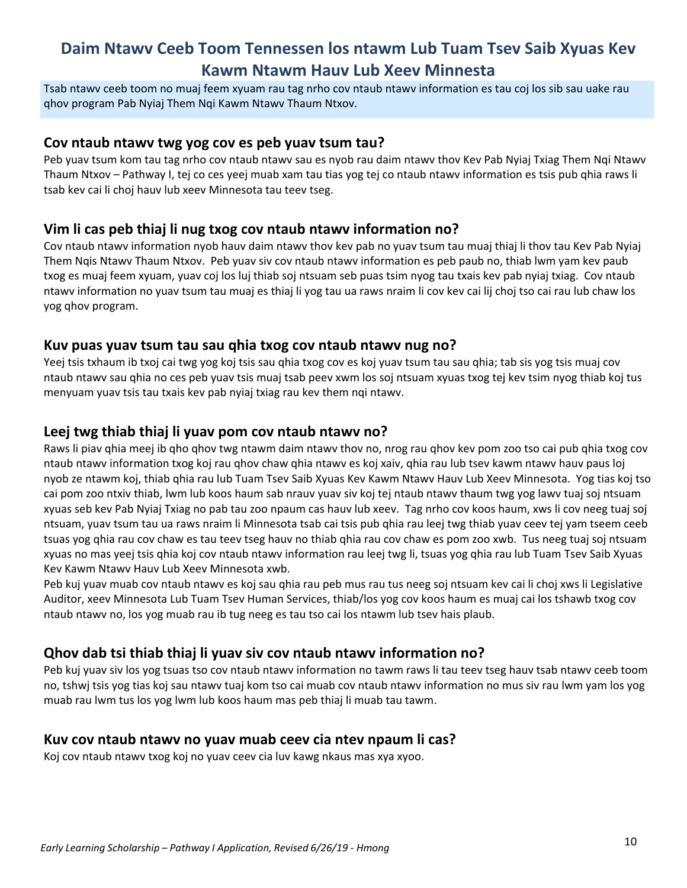# Daim Ntawv Ceeb Toom Tennessen los ntawm Lub Tuam Tsev Saib Xyuas Kev Kawm Ntawm Hauv Lub Xeev Minnesta

Tsab ntawv ceeb toom no muaj feem xyuam rau tag nrho cov ntaub ntawv information es tau coj los sib sau uake rau qhov program Pab Nyiaj Them Nqi Kawm Ntawv Thaum Ntxov.

## Cov ntaub ntawv twg yog cov es peb yuav tsum tau?

Peb yuav tsum kom tau tag nrho cov ntaub ntawv sau es nyob rau daim ntawv thov Kev Pab Nyiaj Txiag Them Nqi Ntawv Thaum Ntxov – Pathway I, tej co ces yeej muab xam tau tias yog tej co ntaub ntawv information es tsis pub qhia raws li tsab kev cai li choj hauv lub xeev Minnesota tau teev tseg.

## Vim li cas peb thiaj li nug txog cov ntaub ntawv information no?

Cov ntaub ntawv information nyob hauv daim ntawv thov kev pab no yuav tsum tau muaj thiaj li thov tau Kev Pab Nyiaj Them Nqis Ntawv Thaum Ntxov. Peb yuav siv cov ntaub ntawv information es peb paub no, thiab lwm yam kev paub txog es muaj feem xyuam, yuav coj los luj thiab soj ntsuam seb puas tsim nyog tau txais kev pab nyiaj txiag. Cov ntaub ntawv information no yuav tsum tau muaj es thiaj li yog tau ua raws nraim li cov kev cai lij choj tso cai rau lub chaw los yog qhov program.

## Kuv puas yuav tsum tau sau qhia txog cov ntaub ntawv nug no?

Yeej tsis txhaum ib txoj cai twg yog koj tsis sau qhia txog cov es koj yuav tsum tau sau qhia; tab sis yog tsis muaj cov ntaub ntawv sau qhia no ces peb yuav tsis muaj tsab peev xwm los soj ntsuam xyuas txog tej kev tsim nyog thiab koj tus menyuam yuav tsis tau txais kev pab nyiaj txiag rau kev them nqi ntawv.

## Leej twg thiab thiaj li yuav pom cov ntaub ntawv no?

Raws li piav qhia meej ib qho qhov twg ntawm daim ntawv thov no, nrog rau qhov kev pom zoo tso cai pub qhia txog cov ntaub ntawv information txog koj rau qhov chaw qhia ntawv es koj xaiv, qhia rau lub tsev kawm ntawv hauv paus loj nyob ze ntawm koj, thiab qhia rau lub Tuam Tsev Saib Xyuas Kev Kawm Ntawv Hauv Lub Xeev Minnesota. Yog tias koj tso cai pom zoo ntxiv thiab, lwm lub koos haum sab nrauv yuav siv koj tej ntaub ntawv thaum twg yog lawv tuaj soj ntsuam xyuas seb kev Pab Nyiaj Txiag no pab tau zoo npaum cas hauv lub xeev. Tag nrho cov koos haum, xws li cov neeg tuaj soj ntsuam, yuav tsum tau ua raws nraim li Minnesota tsab cai tsis pub qhia rau leej twg thiab yuav ceev tej yam tseem ceeb tsuas yog qhia rau cov chaw es tau teev tseg hauv no thiab qhia rau cov chaw es pom zoo xwb. Tus neeg tuaj soj ntsuam xyuas no mas yeej tsis qhia koj cov ntaub ntawv information rau leej twg li, tsuas yog qhia rau lub Tuam Tsev Saib Xyuas Kev Kawm Ntawv Hauv Lub Xeev Minnesota xwb.

Peb kuj yuav muab cov ntaub ntawv es koj sau qhia rau peb mus rau tus neeg soj ntsuam kev cai li choj xws li Legislative Auditor, xeev Minnesota Lub Tuam Tsev Human Services, thiab/los yog cov koos haum es muaj cai los tshawb txog cov ntaub ntawv no, los yog muab rau ib tug neeg es tau tso cai los ntawm lub tsev hais plaub.

## Qhov dab tsi thiab thiaj li yuav siv cov ntaub ntawv information no?

Peb kuj yuav siv los yog tsuas tso cov ntaub ntawv information no tawm raws li tau teev tseg hauv tsab ntawv ceeb toom no, tshwj tsis yog tias koj sau ntawv tuaj kom tso cai muab cov ntaub ntawv information no mus siv rau lwm yam los yog muab rau lwm tus los yog lwm lub koos haum mas peb thiaj li muab tau tawm.

## Kuv cov ntaub ntawv no yuav muab ceev cia ntev npaum li cas?

Koj cov ntaub ntawv txog koj no yuav ceev cia luv kawg nkaus mas xya xyoo.

*Early Learning Scholarship – Pathway I Application, Revised 6/26/19 - Hmong*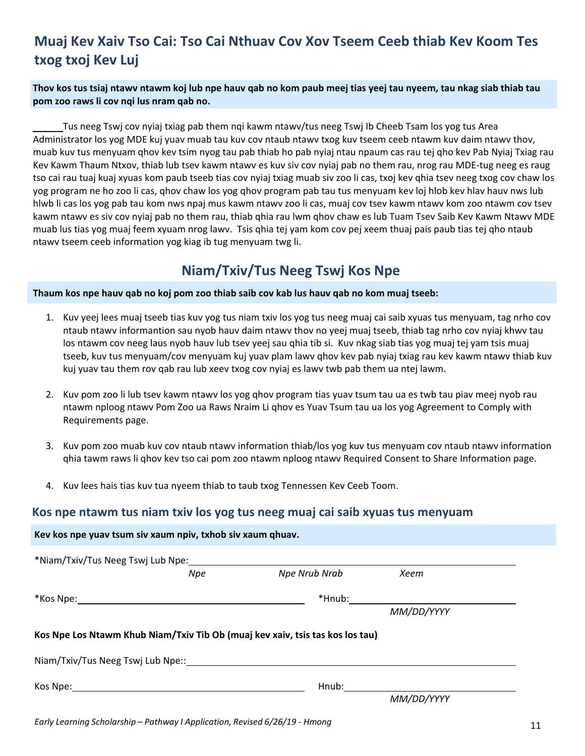## Muaj Kev Xaiv Tso Cai: Tso Cai Nthuav Cov Xov Tseem Ceeb thiab Kev Koom Tes txog txoj Kev Luj

**Thov kos tus tsiaj ntawv ntawm koj lub npe hauv qab no kom paub meej tias yeej tau nyeem, tau nkag siab thiab tau pom zoo raws li cov nqi lus nram qab no.**

\_\_\_\_\_\_Tus neeg Tswj cov nyiaj txiag pab them nqi kawm ntawv/tus neeg Tswj Ib Cheeb Tsam los yog tus Area Administrator los yog MDE kuj yuav muab tau kuv cov ntaub ntawv txog kuv tseem ceeb ntawm kuv daim ntawv thov, muab kuv tus menyuam qhov kev tsim nyog tau pab thiab ho pab nyiaj ntau npaum cas rau tej qho kev Pab Nyiaj Txiag rau Kev Kawm Thaum Ntxov, thiab lub tsev kawm ntawv es kuv siv cov nyiaj pab no them rau, nrog rau MDE-tug neeg es raug tso cai rau tuaj kuaj xyuas kom paub tseeb tias cov nyiaj txiag muab siv zoo li cas, txoj kev qhia tsev neeg txog cov chaw los yog program ne ho zoo li cas, qhov chaw los yog qhov program pab tau tus menyuam kev loj hlob kev hlav hauv nws lub hlwb li cas los yog pab tau kom nws npaj mus kawm ntawv zoo li cas, muaj cov tsev kawm ntawv kom zoo ntawm cov tsev kawm ntawv es siv cov nyiaj pab no them rau, thiab qhia rau lwm qhov chaw es lub Tuam Tsev Saib Kev Kawm Ntawv MDE muab lus tias yog muaj feem xyuam nrog lawv. Tsis qhia tej yam kom cov pej xeem thuaj pais paub tias tej qho ntaub ntawv tseem ceeb information yog kiag ib tug menyuam twg li.

## Niam/Txiv/Tus Neeg Tswj Kos Npe

**Thaum kos npe hauv qab no koj pom zoo thiab saib cov kab lus hauv qab no kom muaj tseeb:**

1. Kuv yeej lees muaj tseeb tias kuv yog tus niam txiv los yog tus neeg muaj cai saib xyuas tus menyuam, tag nrho cov ntaub ntawv informantion sau nyob hauv daim ntawv thov no yeej muaj tseeb, thiab tag nrho cov nyiaj khwv tau los ntawm cov neeg laus nyob hauv lub tsev yeej sau qhia tib si. Kuv nkag siab tias yog muaj tej yam tsis muaj tseeb, kuv tus menyuam/cov menyuam kuj yuav plam lawv qhov kev pab nyiaj txiag rau kev kawm ntawv thiab kuv kuj yuav tau them rov qab rau lub xeev txog cov nyiaj es lawv twb pab them ua ntej lawm.

2. Kuv pom zoo li lub tsev kawm ntawv los yog qhov program tias yuav tsum tau ua es twb tau piav meej nyob rau ntawm nploog ntawv Pom Zoo ua Raws Nraim Li qhov es Yuav Tsum tau ua los yog Agreement to Comply with Requirements page.

3. Kuv pom zoo muab kuv cov ntaub ntawv information thiab/los yog kuv tus menyuam cov ntaub ntawv information qhia tawm raws li qhov kev tso cai pom zoo ntawm nploog ntawv Required Consent to Share Information page.

4. Kuv lees hais tias kuv tua nyeem thiab to taub txog Tennessen Kev Ceeb Toom.

### Kos npe ntawm tus niam txiv los yog tus neeg muaj cai saib xyuas tus menyuam

**Kev kos npe yuav tsum siv xaum npiv, txhob siv xaum qhuav.**

\*Niam/Txiv/Tus Neeg Tswj Lub Npe: \_\_\_\_\_\_\_\_\_\_\_\_\_\_\_\_\_\_\_\_\_\_\_\_\_\_\_\_\_\_\_\_\_\_\_\_
*Npe* *Npe Nrub Nrab* *Xeem*

\*Kos Npe: \_\_\_\_\_\_\_\_\_\_\_\_\_\_\_\_\_\_\_\_\_\_\_\_ \*Hnub: \_\_\_\_\_\_\_\_\_\_\_\_\_\_\_\_
*MM/DD/YYYY*

**Kos Npe Los Ntawm Khub Niam/Txiv Tib Ob (muaj kev xaiv, tsis tas kos los tau)**

Niam/Txiv/Tus Neeg Tswj Lub Npe:: \_\_\_\_\_\_\_\_\_\_\_\_\_\_\_\_\_\_\_\_\_\_\_\_\_\_\_\_\_\_\_\_\_\_\_\_

Kos Npe: \_\_\_\_\_\_\_\_\_\_\_\_\_\_\_\_\_\_\_\_\_\_\_\_ Hnub: \_\_\_\_\_\_\_\_\_\_\_\_\_\_\_\_
*MM/DD/YYYY*

*Early Learning Scholarship – Pathway I Application, Revised 6/26/19 - Hmong*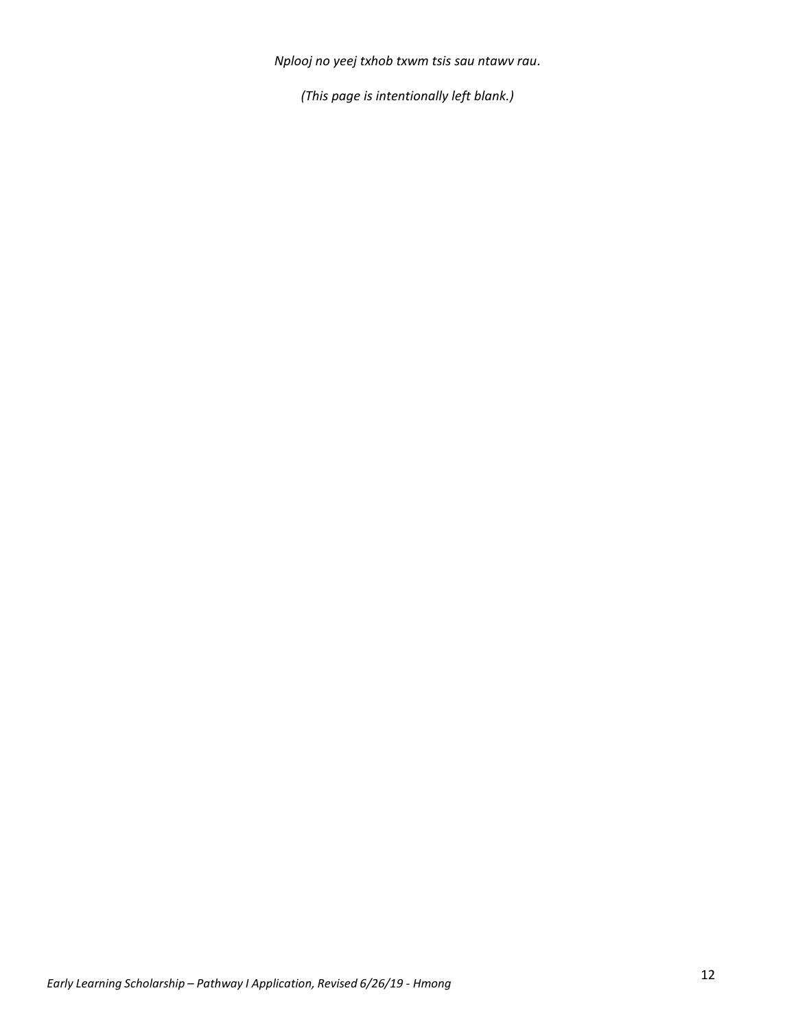*Nplooj no yeej txhob txwm tsis sau ntawv rau.*

*(This page is intentionally left blank.)*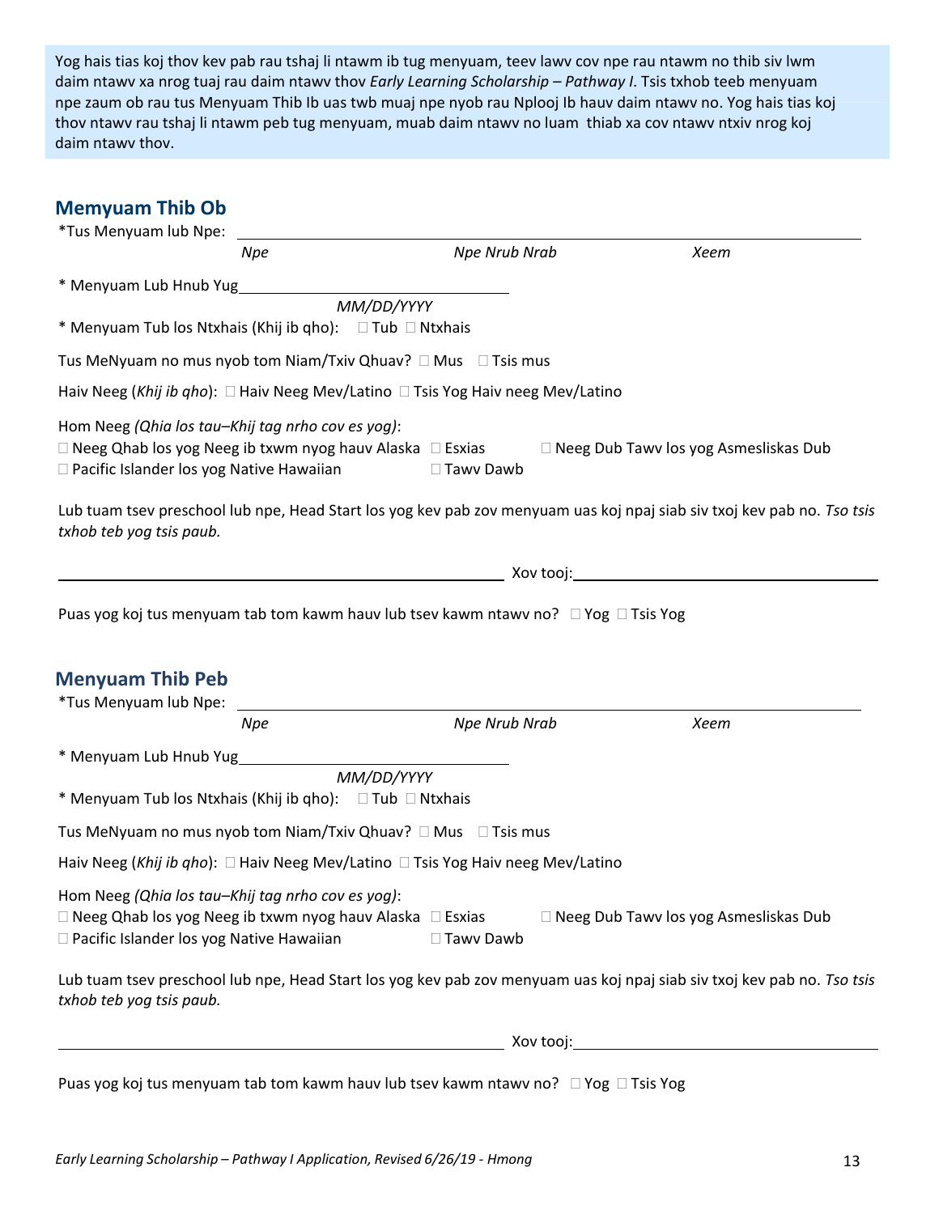Yog hais tias koj thov kev pab rau tshaj li ntawm ib tug menyuam, teev lawv cov npe rau ntawm no thib siv lwm daim ntawv xa nrog tuaj rau daim ntawv thov *Early Learning Scholarship – Pathway I*. Tsis txhob teeb menyuam npe zaum ob rau tus Menyuam Thib Ib uas twb muaj npe nyob rau Nplooj Ib hauv daim ntawv no. Yog hais tias koj thov ntawv rau tshaj li ntawm peb tug menyuam, muab daim ntawv no luam thiab xa cov ntawv ntxiv nrog koj daim ntawv thov.

## Memyuam Thib Ob

*Tus Menyuam lub Npe: ______________________________________________

*Npe* | *Npe Nrub Nrab* | *Xeem*

* Menyuam Lub Hnub Yug______________________
*MM/DD/YYYY*

* Menyuam Tub los Ntxhais (Khij ib qho): ☐ Tub ☐ Ntxhais

Tus MeNyuam no mus nyob tom Niam/Txiv Qhuav? ☐ Mus ☐ Tsis mus

Haiv Neeg (*Khij ib qho*): ☐ Haiv Neeg Mev/Latino ☐ Tsis Yog Haiv neeg Mev/Latino

Hom Neeg *(Qhia los tau–Khij tag nrho cov es yog)*:
☐ Neeg Qhab los yog Neeg ib txwm nyog hauv Alaska ☐ Esxias ☐ Neeg Dub Tawv los yog Asmesliskas Dub
☐ Pacific Islander los yog Native Hawaiian ☐ Tawv Dawb

Lub tuam tsev preschool lub npe, Head Start los yog kev pab zov menyuam uas koj npaj siab siv txoj kev pab no. *Tso tsis txhob teb yog tsis paub.*

______________________________________ Xov tooj:______________________

Puas yog koj tus menyuam tab tom kawm hauv lub tsev kawm ntawv no? ☐ Yog ☐ Tsis Yog

## Menyuam Thib Peb

*Tus Menyuam lub Npe: ______________________________________________

*Npe* | *Npe Nrub Nrab* | *Xeem*

* Menyuam Lub Hnub Yug______________________
*MM/DD/YYYY*

* Menyuam Tub los Ntxhais (Khij ib qho): ☐ Tub ☐ Ntxhais

Tus MeNyuam no mus nyob tom Niam/Txiv Qhuav? ☐ Mus ☐ Tsis mus

Haiv Neeg (*Khij ib qho*): ☐ Haiv Neeg Mev/Latino ☐ Tsis Yog Haiv neeg Mev/Latino

Hom Neeg *(Qhia los tau–Khij tag nrho cov es yog)*:
☐ Neeg Qhab los yog Neeg ib txwm nyog hauv Alaska ☐ Esxias ☐ Neeg Dub Tawv los yog Asmesliskas Dub
☐ Pacific Islander los yog Native Hawaiian ☐ Tawv Dawb

Lub tuam tsev preschool lub npe, Head Start los yog kev pab zov menyuam uas koj npaj siab siv txoj kev pab no. *Tso tsis txhob teb yog tsis paub.*

______________________________________ Xov tooj:______________________

Puas yog koj tus menyuam tab tom kawm hauv lub tsev kawm ntawv no? ☐ Yog ☐ Tsis Yog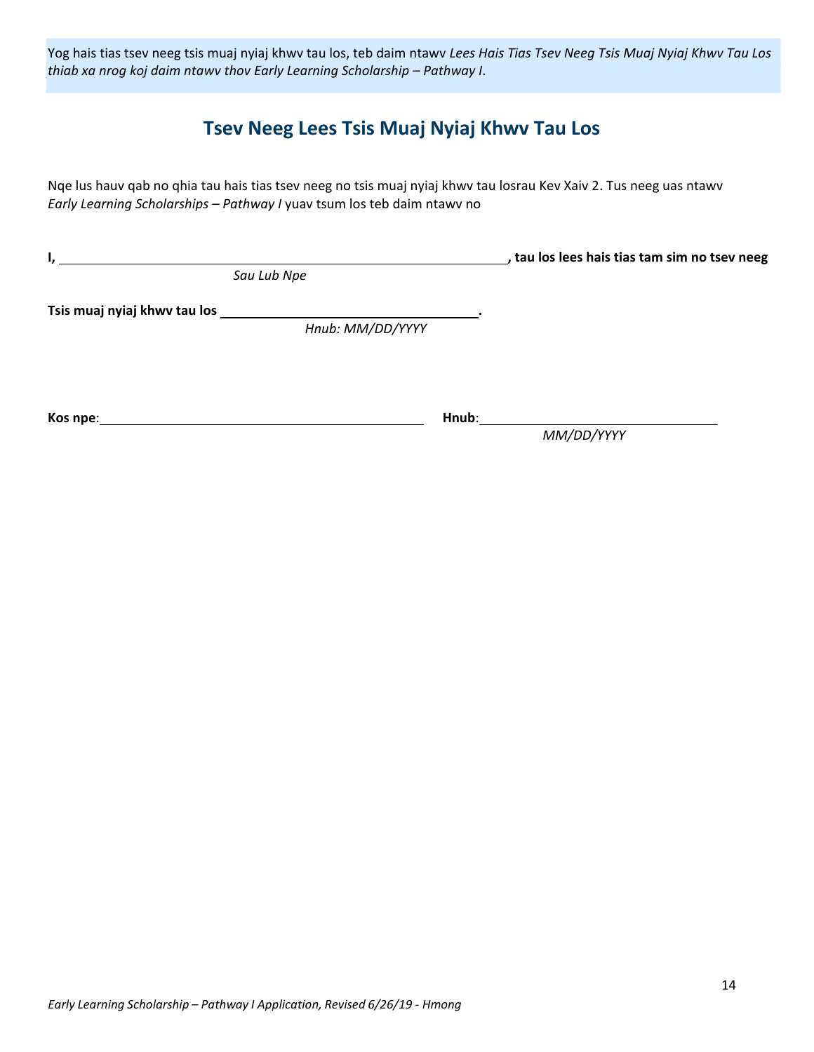Yog hais tias tsev neeg tsis muaj nyiaj khwv tau los, teb daim ntawv *Lees Hais Tias Tsev Neeg Tsis Muaj Nyiaj Khwv Tau Los thiab xa nrog koj daim ntawv thov Early Learning Scholarship – Pathway I.*

## Tsev Neeg Lees Tsis Muaj Nyiaj Khwv Tau Los

Nqe lus hauv qab no qhia tau hais tias tsev neeg no tsis muaj nyiaj khwv tau losrau Kev Xaiv 2. Tus neeg uas ntawv *Early Learning Scholarships – Pathway I* yuav tsum los teb daim ntawv no

**I,** ____________________________________________**, tau los lees hais tias tam sim no tsev neeg**

*Sau Lub Npe*

**Tsis muaj nyiaj khwv tau los** __________________________**.**

*Hnub: MM/DD/YYYY*

**Kos npe**: ________________________________ **Hnub**: ________________________

*MM/DD/YYYY*

*Early Learning Scholarship – Pathway I Application, Revised 6/26/19 - Hmong*